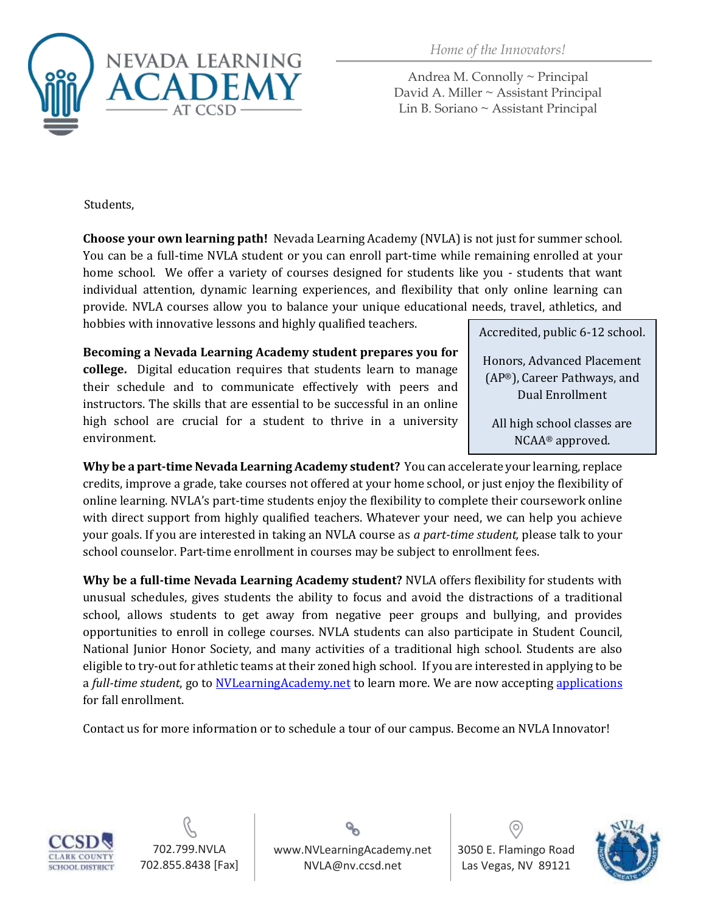NEVADA LEARNING ACADEMY AT CCSD

*Home of the Innovators!*

Andrea M. Connolly ~ Principal
David A. Miller ~ Assistant Principal
Lin B. Soriano ~ Assistant Principal

Students,

**Choose your own learning path!** Nevada Learning Academy (NVLA) is not just for summer school. You can be a full-time NVLA student or you can enroll part-time while remaining enrolled at your home school. We offer a variety of courses designed for students like you - students that want individual attention, dynamic learning experiences, and flexibility that only online learning can provide. NVLA courses allow you to balance your unique educational needs, travel, athletics, and hobbies with innovative lessons and highly qualified teachers.

**Becoming a Nevada Learning Academy student prepares you for college.** Digital education requires that students learn to manage their schedule and to communicate effectively with peers and instructors. The skills that are essential to be successful in an online high school are crucial for a student to thrive in a university environment.

> Accredited, public 6-12 school.
>
> Honors, Advanced Placement (AP®), Career Pathways, and Dual Enrollment
>
> All high school classes are NCAA® approved.

**Why be a part-time Nevada Learning Academy student?** You can accelerate your learning, replace credits, improve a grade, take courses not offered at your home school, or just enjoy the flexibility of online learning. NVLA's part-time students enjoy the flexibility to complete their coursework online with direct support from highly qualified teachers. Whatever your need, we can help you achieve your goals. If you are interested in taking an NVLA course as *a part-time student,* please talk to your school counselor. Part-time enrollment in courses may be subject to enrollment fees.

**Why be a full-time Nevada Learning Academy student?** NVLA offers flexibility for students with unusual schedules, gives students the ability to focus and avoid the distractions of a traditional school, allows students to get away from negative peer groups and bullying, and provides opportunities to enroll in college courses. NVLA students can also participate in Student Council, National Junior Honor Society, and many activities of a traditional high school. Students are also eligible to try-out for athletic teams at their zoned high school. If you are interested in applying to be a *full-time student*, go to NVLearningAcademy.net to learn more. We are now accepting applications for fall enrollment.

Contact us for more information or to schedule a tour of our campus. Become an NVLA Innovator!

702.799.NVLA
702.855.8438 [Fax]

www.NVLearningAcademy.net
NVLA@nv.ccsd.net

3050 E. Flamingo Road
Las Vegas, NV 89121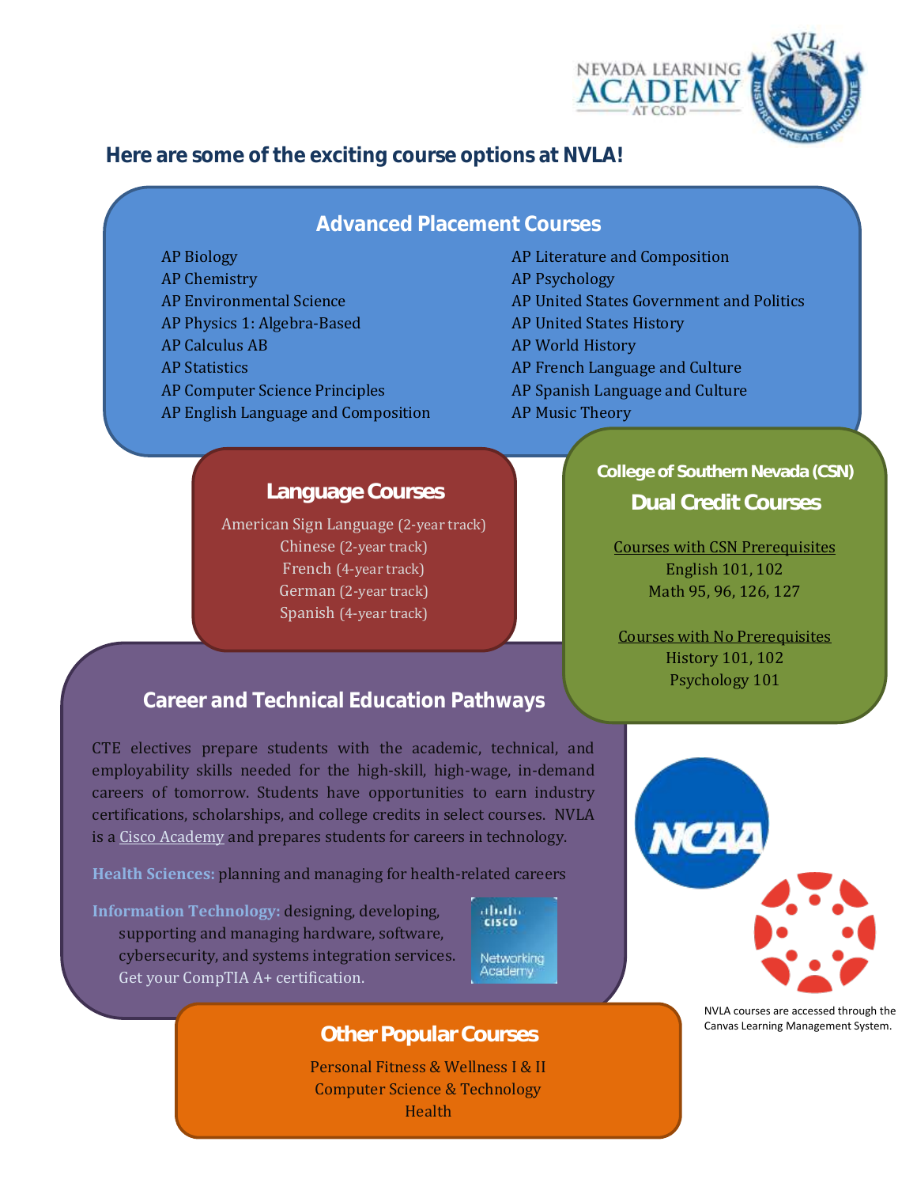Here are some of the exciting course options at NVLA!

## Advanced Placement Courses

- AP Biology
- AP Chemistry
- AP Environmental Science
- AP Physics 1: Algebra-Based
- AP Calculus AB
- AP Statistics
- AP Computer Science Principles
- AP English Language and Composition
- AP Literature and Composition
- AP Psychology
- AP United States Government and Politics
- AP United States History
- AP World History
- AP French Language and Culture
- AP Spanish Language and Culture
- AP Music Theory

## Language Courses

American Sign Language (2-year track)
Chinese (2-year track)
French (4-year track)
German (2-year track)
Spanish (4-year track)

## College of Southern Nevada (CSN) Dual Credit Courses

Courses with CSN Prerequisites
English 101, 102
Math 95, 96, 126, 127

Courses with No Prerequisites
History 101, 102
Psychology 101

## Career and Technical Education Pathways

CTE electives prepare students with the academic, technical, and employability skills needed for the high-skill, high-wage, in-demand careers of tomorrow. Students have opportunities to earn industry certifications, scholarships, and college credits in select courses. NVLA is a Cisco Academy and prepares students for careers in technology.

**Health Sciences:** planning and managing for health-related careers

**Information Technology:** designing, developing, supporting and managing hardware, software, cybersecurity, and systems integration services. Get your CompTIA A+ certification.

## Other Popular Courses

Personal Fitness & Wellness I & II
Computer Science & Technology
Health

NVLA courses are accessed through the Canvas Learning Management System.